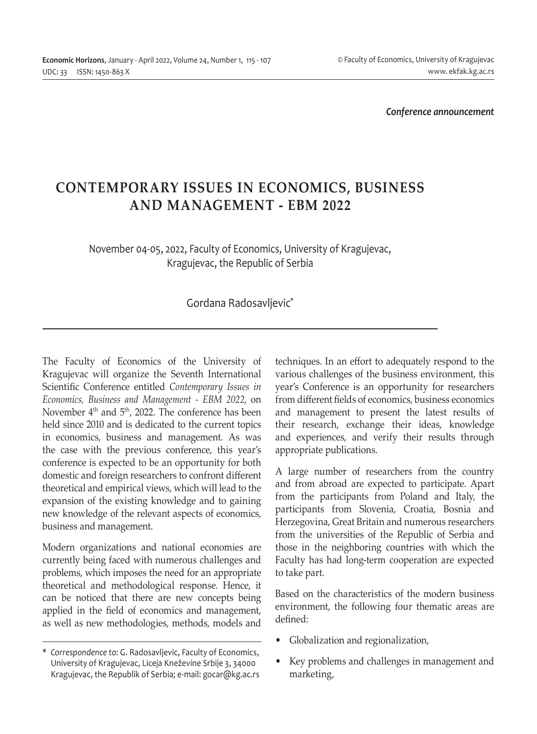*Conference announcement*

# CONTEMPORARY ISSUES IN ECONOMICS, BUSINESS AND MANAGEMENT - EBM 2022

November 04-05, 2022, Faculty of Economics, University of Kragujevac, Kragujevac, the Republic of Serbia

Gordana Radosavljevic*

---

The Faculty of Economics of the University of Kragujevac will organize the Seventh International Scientific Conference entitled *Contemporary Issues in Economics, Business and Management - EBM 2022*, on November 4th and 5th, 2022. The conference has been held since 2010 and is dedicated to the current topics in economics, business and management. As was the case with the previous conference, this year's conference is expected to be an opportunity for both domestic and foreign researchers to confront different theoretical and empirical views, which will lead to the expansion of the existing knowledge and to gaining new knowledge of the relevant aspects of economics, business and management.

Modern organizations and national economies are currently being faced with numerous challenges and problems, which imposes the need for an appropriate theoretical and methodological response. Hence, it can be noticed that there are new concepts being applied in the field of economics and management, as well as new methodologies, methods, models and techniques. In an effort to adequately respond to the various challenges of the business environment, this year's Conference is an opportunity for researchers from different fields of economics, business economics and management to present the latest results of their research, exchange their ideas, knowledge and experiences, and verify their results through appropriate publications.

A large number of researchers from the country and from abroad are expected to participate. Apart from the participants from Poland and Italy, the participants from Slovenia, Croatia, Bosnia and Herzegovina, Great Britain and numerous researchers from the universities of the Republic of Serbia and those in the neighboring countries with which the Faculty has had long-term cooperation are expected to take part.

Based on the characteristics of the modern business environment, the following four thematic areas are defined:

- Globalization and regionalization,
- Key problems and challenges in management and marketing,

---

\* *Correspondence to*: G. Radosavljevic, Faculty of Economics, University of Kragujevac, Liceja Kneževine Srbije 3, 34000 Kragujevac, the Republik of Serbia; e-mail: gocar@kg.ac.rs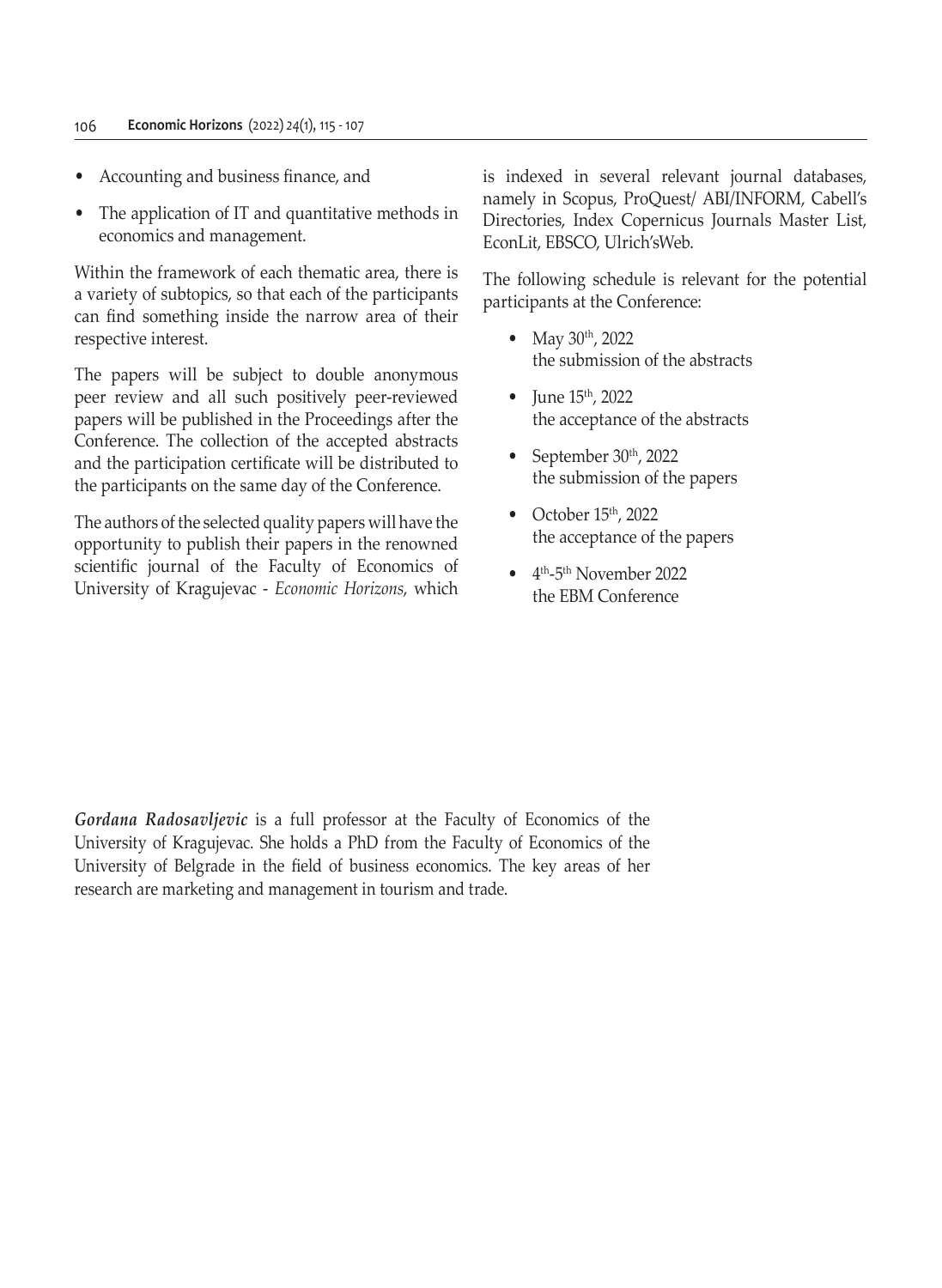- Accounting and business finance, and
- The application of IT and quantitative methods in economics and management.

Within the framework of each thematic area, there is a variety of subtopics, so that each of the participants can find something inside the narrow area of their respective interest.

The papers will be subject to double anonymous peer review and all such positively peer-reviewed papers will be published in the Proceedings after the Conference. The collection of the accepted abstracts and the participation certificate will be distributed to the participants on the same day of the Conference.

The authors of the selected quality papers will have the opportunity to publish their papers in the renowned scientific journal of the Faculty of Economics of University of Kragujevac - *Economic Horizons*, which is indexed in several relevant journal databases, namely in Scopus, ProQuest/ ABI/INFORM, Cabell's Directories, Index Copernicus Journals Master List, EconLit, EBSCO, Ulrich'sWeb.

The following schedule is relevant for the potential participants at the Conference:

- May 30th, 2022
  the submission of the abstracts
- June 15th, 2022
  the acceptance of the abstracts
- September 30th, 2022
  the submission of the papers
- October 15th, 2022
  the acceptance of the papers
- 4th-5th November 2022
  the EBM Conference

***Gordana Radosavljevic*** is a full professor at the Faculty of Economics of the University of Kragujevac. She holds a PhD from the Faculty of Economics of the University of Belgrade in the field of business economics. The key areas of her research are marketing and management in tourism and trade.